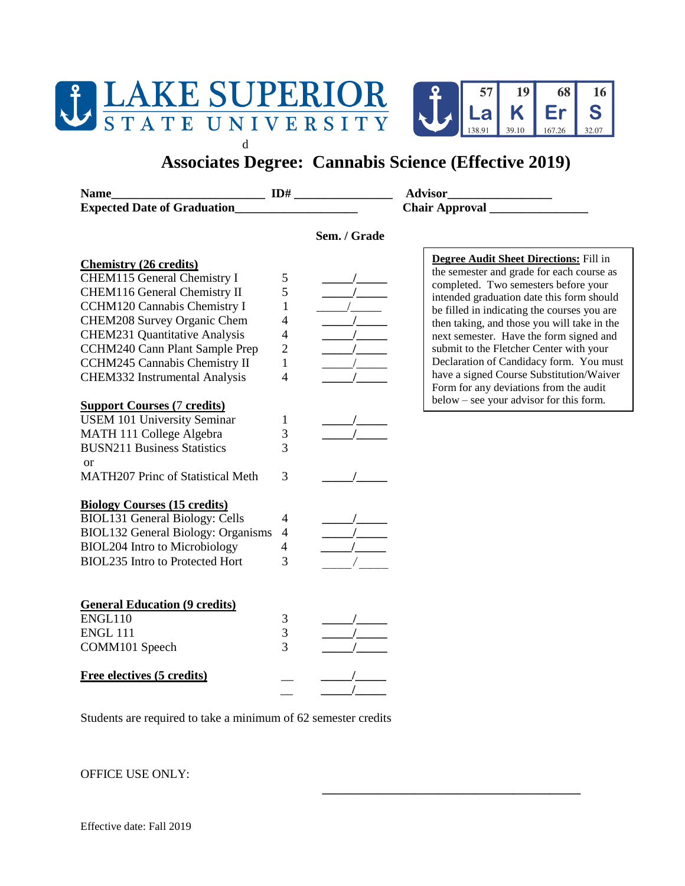LAKE SUPERIOR STATE UNIVERSITY

| 57 | 19 | 68 | 16 |
|---|---|---|---|
| La | K | Er | S |
| 138.91 | 39.10 | 167.26 | 32.07 |

d

# Associates Degree: Cannabis Science (Effective 2019)

**Name**_________________________ **ID#** ________________ **Advisor**_________________

**Expected Date of Graduation**____________________ **Chair Approval** ________________

> **Degree Audit Sheet Directions:** Fill in the semester and grade for each course as completed. Two semesters before your intended graduation date this form should be filled in indicating the courses you are then taking, and those you will take in the next semester. Have the form signed and submit to the Fletcher Center with your Declaration of Candidacy form. You must have a signed Course Substitution/Waiver Form for any deviations from the audit below – see your advisor for this form.

| | | Sem. / Grade |
|---|---|---|
| **Chemistry (26 credits)** | | |
| CHEM115 General Chemistry I | 5 | _____/_____ |
| CHEM116 General Chemistry II | 5 | _____/_____ |
| CCHM120 Cannabis Chemistry I | 1 | _____/_____ |
| CHEM208 Survey Organic Chem | 4 | _____/_____ |
| CHEM231 Quantitative Analysis | 4 | _____/_____ |
| CCHM240 Cann Plant Sample Prep | 2 | _____/_____ |
| CCHM245 Cannabis Chemistry II | 1 | _____/_____ |
| CHEM332 Instrumental Analysis | 4 | _____/_____ |
| **Support Courses (7 credits)** | | |
| USEM 101 University Seminar | 1 | _____/_____ |
| MATH 111 College Algebra | 3 | _____/_____ |
| BUSN211 Business Statistics | 3 | |
| or | | |
| MATH207 Princ of Statistical Meth | 3 | _____/_____ |
| **Biology Courses (15 credits)** | | |
| BIOL131 General Biology: Cells | 4 | _____/_____ |
| BIOL132 General Biology: Organisms | 4 | _____/_____ |
| BIOL204 Intro to Microbiology | 4 | _____/_____ |
| BIOL235 Intro to Protected Hort | 3 | _____/_____ |
| **General Education (9 credits)** | | |
| ENGL110 | 3 | _____/_____ |
| ENGL 111 | 3 | _____/_____ |
| COMM101 Speech | 3 | _____/_____ |
| **Free electives (5 credits)** | __ | _____/_____ |
| | __ | _____/_____ |

Students are required to take a minimum of 62 semester credits

OFFICE USE ONLY:

________________________________________

Effective date: Fall 2019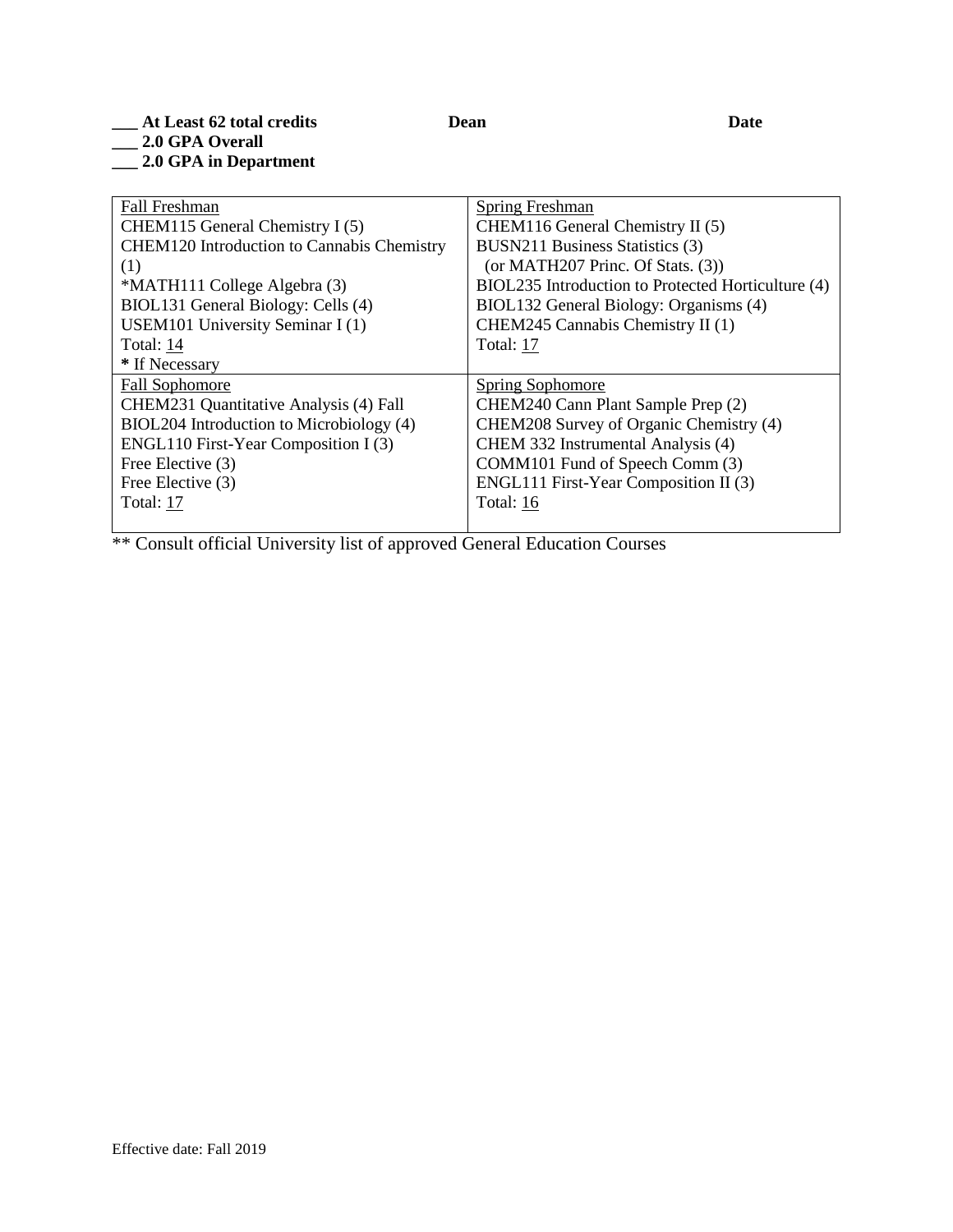**___ At Least 62 total credits** **Dean** **Date**
**___ 2.0 GPA Overall**
**___ 2.0 GPA in Department**

| | |
|---|---|
| Fall Freshman<br>CHEM115 General Chemistry I (5)<br>CHEM120 Introduction to Cannabis Chemistry (1)<br>*MATH111 College Algebra (3)<br>BIOL131 General Biology: Cells (4)<br>USEM101 University Seminar I (1)<br>Total: 14<br>**\*** If Necessary | Spring Freshman<br>CHEM116 General Chemistry II (5)<br>BUSN211 Business Statistics (3)<br>(or MATH207 Princ. Of Stats. (3))<br>BIOL235 Introduction to Protected Horticulture (4)<br>BIOL132 General Biology: Organisms (4)<br>CHEM245 Cannabis Chemistry II (1)<br>Total: 17 |
| Fall Sophomore<br>CHEM231 Quantitative Analysis (4) Fall<br>BIOL204 Introduction to Microbiology (4)<br>ENGL110 First-Year Composition I (3)<br>Free Elective (3)<br>Free Elective (3)<br>Total: 17 | Spring Sophomore<br>CHEM240 Cann Plant Sample Prep (2)<br>CHEM208 Survey of Organic Chemistry (4)<br>CHEM 332 Instrumental Analysis (4)<br>COMM101 Fund of Speech Comm (3)<br>ENGL111 First-Year Composition II (3)<br>Total: 16 |

** Consult official University list of approved General Education Courses

Effective date: Fall 2019